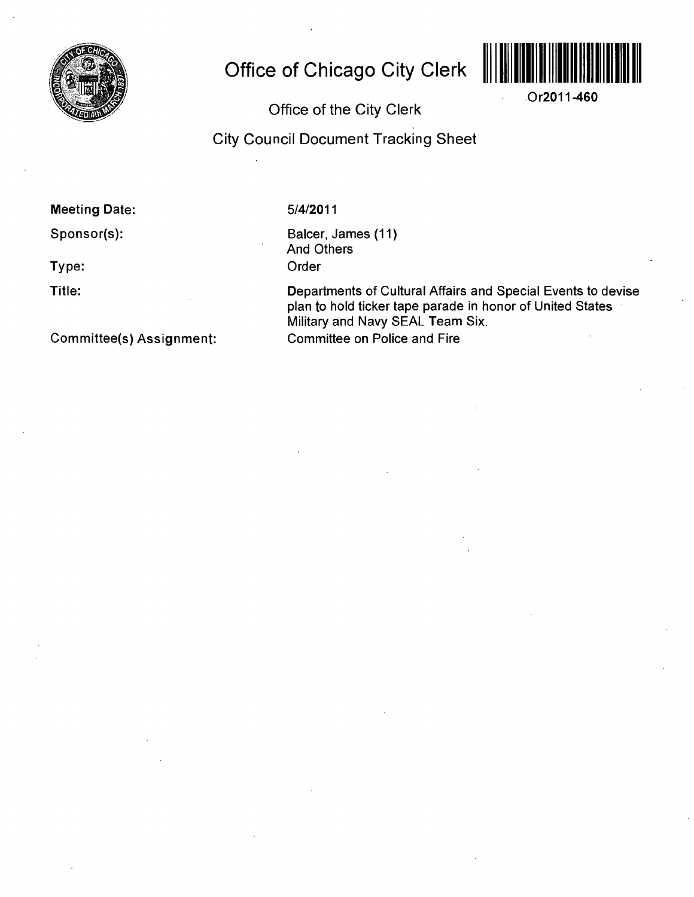# Office of Chicago City Clerk

Or2011-460

## Office of the City Clerk

## City Council Document Tracking Sheet

| | |
|---|---|
| **Meeting Date:** | 5/4/2011 |
| **Sponsor(s):** | Balcer, James (11)<br>And Others |
| **Type:** | Order |
| **Title:** | Departments of Cultural Affairs and Special Events to devise plan to hold ticker tape parade in honor of United States Military and Navy SEAL Team Six. |
| **Committee(s) Assignment:** | Committee on Police and Fire |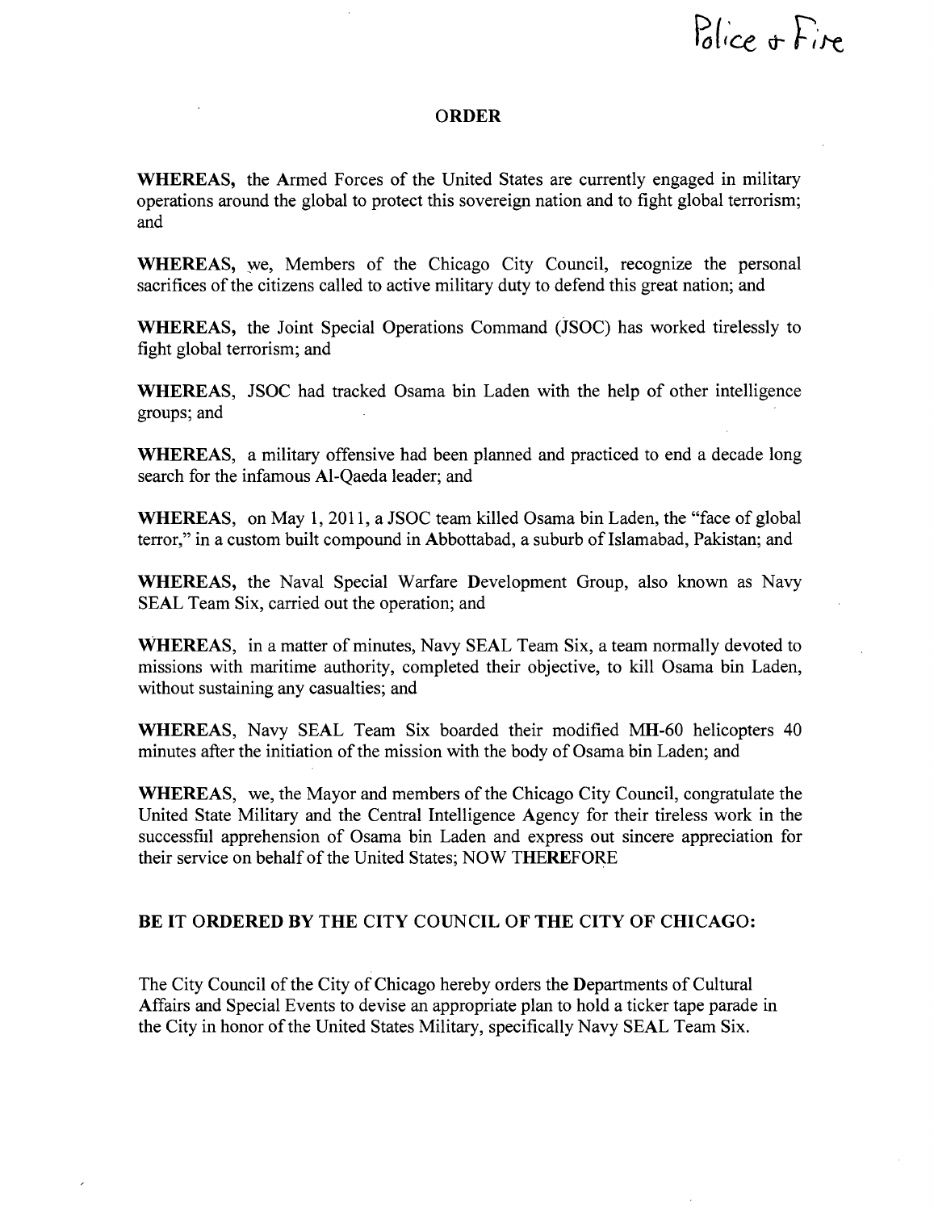Police & Fire

## ORDER

**WHEREAS,** the Armed Forces of the United States are currently engaged in military operations around the global to protect this sovereign nation and to fight global terrorism; and

**WHEREAS,** we, Members of the Chicago City Council, recognize the personal sacrifices of the citizens called to active military duty to defend this great nation; and

**WHEREAS,** the Joint Special Operations Command (JSOC) has worked tirelessly to fight global terrorism; and

**WHEREAS,** JSOC had tracked Osama bin Laden with the help of other intelligence groups; and

**WHEREAS,** a military offensive had been planned and practiced to end a decade long search for the infamous Al-Qaeda leader; and

**WHEREAS,** on May 1, 2011, a JSOC team killed Osama bin Laden, the "face of global terror," in a custom built compound in Abbottabad, a suburb of Islamabad, Pakistan; and

**WHEREAS,** the Naval Special Warfare Development Group, also known as Navy SEAL Team Six, carried out the operation; and

**WHEREAS,** in a matter of minutes, Navy SEAL Team Six, a team normally devoted to missions with maritime authority, completed their objective, to kill Osama bin Laden, without sustaining any casualties; and

**WHEREAS,** Navy SEAL Team Six boarded their modified MH-60 helicopters 40 minutes after the initiation of the mission with the body of Osama bin Laden; and

**WHEREAS,** we, the Mayor and members of the Chicago City Council, congratulate the United State Military and the Central Intelligence Agency for their tireless work in the successful apprehension of Osama bin Laden and express out sincere appreciation for their service on behalf of the United States; NOW THEREFORE

**BE IT ORDERED BY THE CITY COUNCIL OF THE CITY OF CHICAGO:**

The City Council of the City of Chicago hereby orders the Departments of Cultural Affairs and Special Events to devise an appropriate plan to hold a ticker tape parade in the City in honor of the United States Military, specifically Navy SEAL Team Six.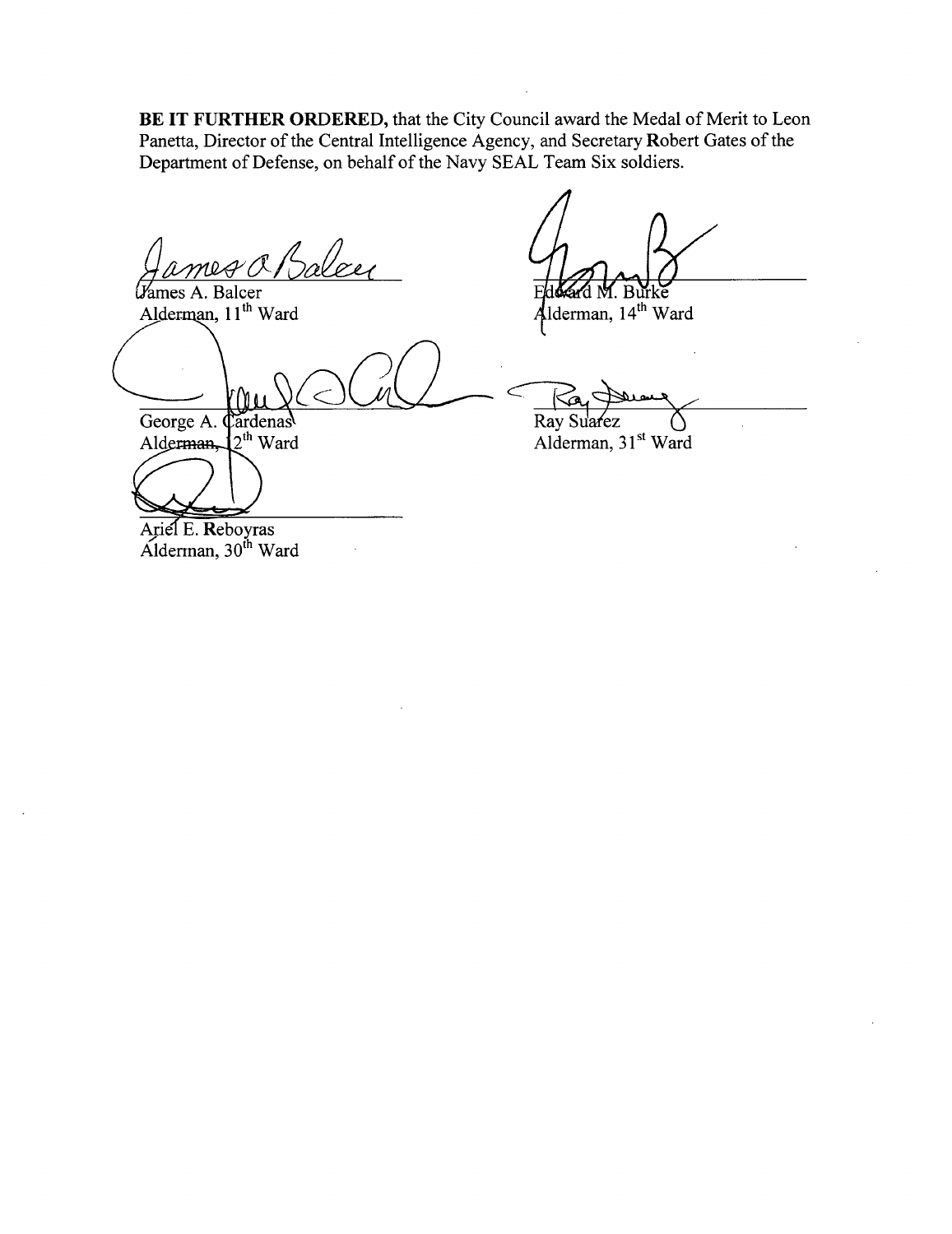**BE IT FURTHER ORDERED,** that the City Council award the Medal of Merit to Leon Panetta, Director of the Central Intelligence Agency, and Secretary Robert Gates of the Department of Defense, on behalf of the Navy SEAL Team Six soldiers.

James A. Balcer
Alderman, 11th Ward

Edward M. Burke
Alderman, 14th Ward

George A. Cardenas
Alderman, 12th Ward

Ray Suarez
Alderman, 31st Ward

Ariel E. Reboyras
Alderman, 30th Ward